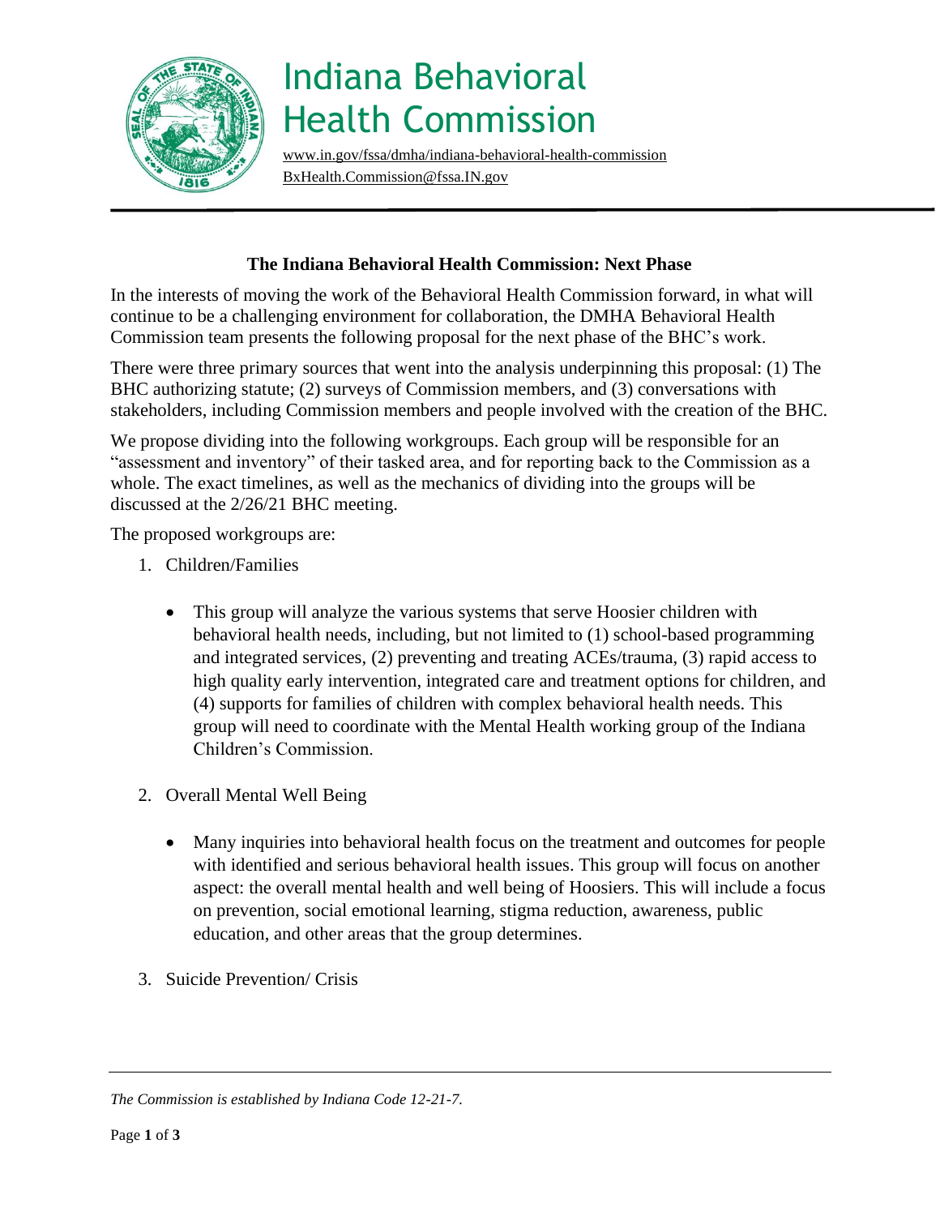# Indiana Behavioral Health Commission

www.in.gov/fssa/dmha/indiana-behavioral-health-commission
BxHealth.Commission@fssa.IN.gov

## The Indiana Behavioral Health Commission: Next Phase

In the interests of moving the work of the Behavioral Health Commission forward, in what will continue to be a challenging environment for collaboration, the DMHA Behavioral Health Commission team presents the following proposal for the next phase of the BHC's work.

There were three primary sources that went into the analysis underpinning this proposal: (1) The BHC authorizing statute; (2) surveys of Commission members, and (3) conversations with stakeholders, including Commission members and people involved with the creation of the BHC.

We propose dividing into the following workgroups. Each group will be responsible for an "assessment and inventory" of their tasked area, and for reporting back to the Commission as a whole. The exact timelines, as well as the mechanics of dividing into the groups will be discussed at the 2/26/21 BHC meeting.

The proposed workgroups are:

1. Children/Families

    - This group will analyze the various systems that serve Hoosier children with behavioral health needs, including, but not limited to (1) school-based programming and integrated services, (2) preventing and treating ACEs/trauma, (3) rapid access to high quality early intervention, integrated care and treatment options for children, and (4) supports for families of children with complex behavioral health needs. This group will need to coordinate with the Mental Health working group of the Indiana Children's Commission.

2. Overall Mental Well Being

    - Many inquiries into behavioral health focus on the treatment and outcomes for people with identified and serious behavioral health issues. This group will focus on another aspect: the overall mental health and well being of Hoosiers. This will include a focus on prevention, social emotional learning, stigma reduction, awareness, public education, and other areas that the group determines.

3. Suicide Prevention/ Crisis

---

*The Commission is established by Indiana Code 12-21-7.*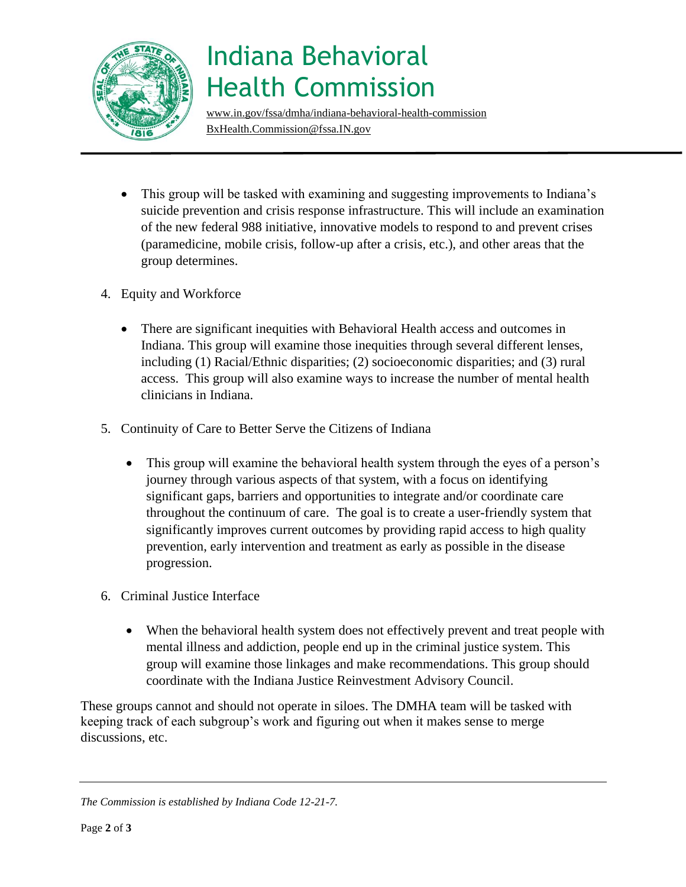- This group will be tasked with examining and suggesting improvements to Indiana's suicide prevention and crisis response infrastructure. This will include an examination of the new federal 988 initiative, innovative models to respond to and prevent crises (paramedicine, mobile crisis, follow-up after a crisis, etc.), and other areas that the group determines.

4. Equity and Workforce

   - There are significant inequities with Behavioral Health access and outcomes in Indiana. This group will examine those inequities through several different lenses, including (1) Racial/Ethnic disparities; (2) socioeconomic disparities; and (3) rural access. This group will also examine ways to increase the number of mental health clinicians in Indiana.

5. Continuity of Care to Better Serve the Citizens of Indiana

   - This group will examine the behavioral health system through the eyes of a person's journey through various aspects of that system, with a focus on identifying significant gaps, barriers and opportunities to integrate and/or coordinate care throughout the continuum of care. The goal is to create a user-friendly system that significantly improves current outcomes by providing rapid access to high quality prevention, early intervention and treatment as early as possible in the disease progression.

6. Criminal Justice Interface

   - When the behavioral health system does not effectively prevent and treat people with mental illness and addiction, people end up in the criminal justice system. This group will examine those linkages and make recommendations. This group should coordinate with the Indiana Justice Reinvestment Advisory Council.

These groups cannot and should not operate in siloes. The DMHA team will be tasked with keeping track of each subgroup's work and figuring out when it makes sense to merge discussions, etc.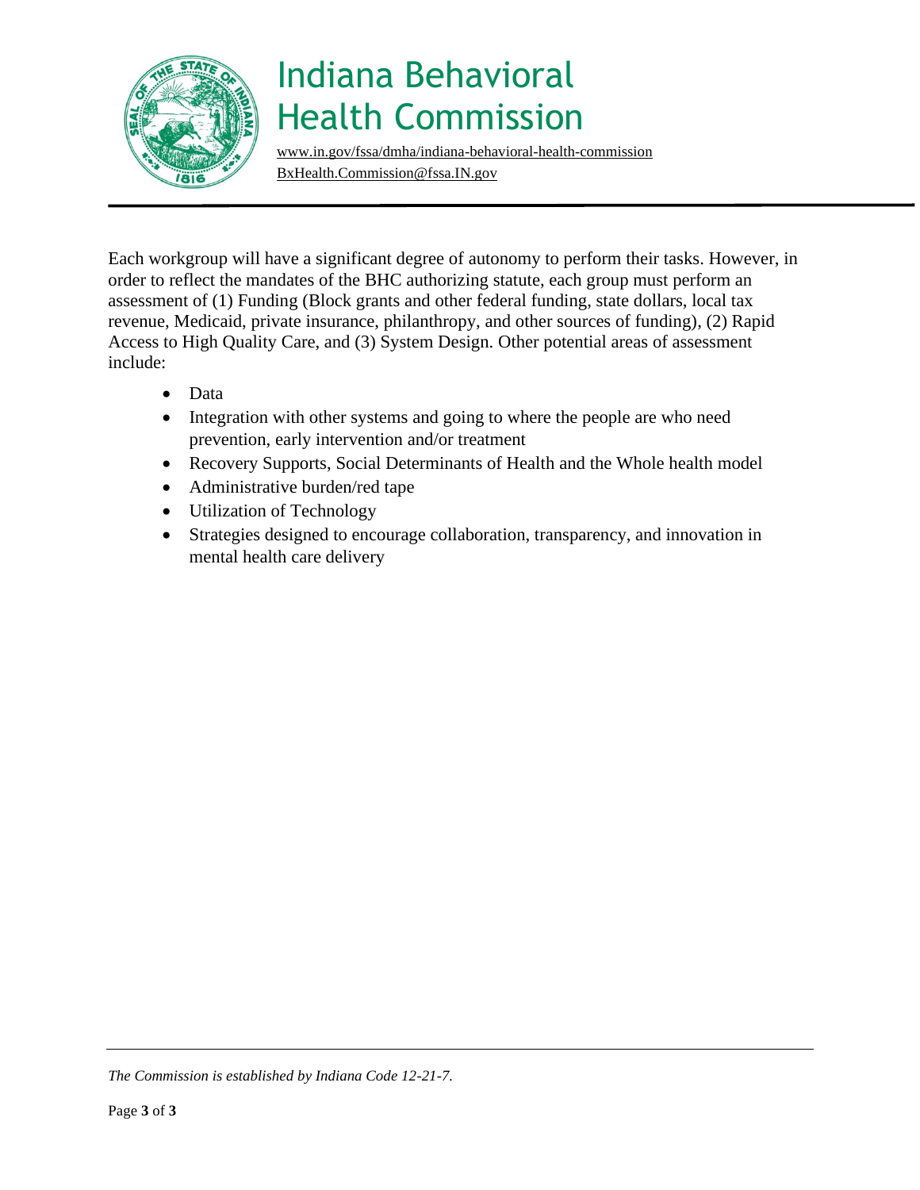# Indiana Behavioral Health Commission

www.in.gov/fssa/dmha/indiana-behavioral-health-commission
BxHealth.Commission@fssa.IN.gov

Each workgroup will have a significant degree of autonomy to perform their tasks. However, in order to reflect the mandates of the BHC authorizing statute, each group must perform an assessment of (1) Funding (Block grants and other federal funding, state dollars, local tax revenue, Medicaid, private insurance, philanthropy, and other sources of funding), (2) Rapid Access to High Quality Care, and (3) System Design. Other potential areas of assessment include:

- Data
- Integration with other systems and going to where the people are who need prevention, early intervention and/or treatment
- Recovery Supports, Social Determinants of Health and the Whole health model
- Administrative burden/red tape
- Utilization of Technology
- Strategies designed to encourage collaboration, transparency, and innovation in mental health care delivery

*The Commission is established by Indiana Code 12-21-7.*